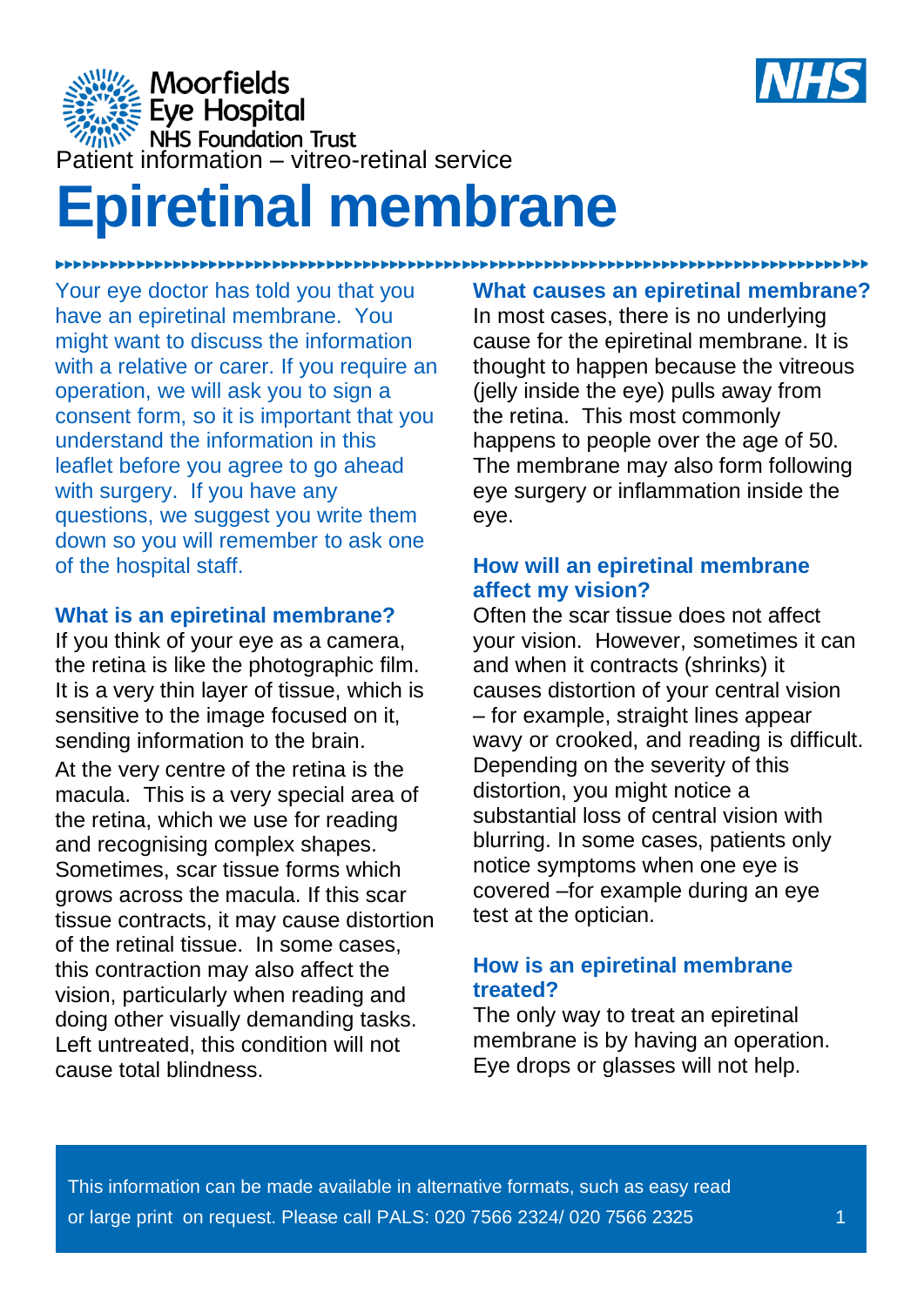Moorfields Eye Hospital
NHS Foundation Trust

NHS

Patient information – vitreo-retinal service

# Epiretinal membrane

Your eye doctor has told you that you have an epiretinal membrane. You might want to discuss the information with a relative or carer. If you require an operation, we will ask you to sign a consent form, so it is important that you understand the information in this leaflet before you agree to go ahead with surgery. If you have any questions, we suggest you write them down so you will remember to ask one of the hospital staff.

## What is an epiretinal membrane?

If you think of your eye as a camera, the retina is like the photographic film. It is a very thin layer of tissue, which is sensitive to the image focused on it, sending information to the brain.

At the very centre of the retina is the macula. This is a very special area of the retina, which we use for reading and recognising complex shapes. Sometimes, scar tissue forms which grows across the macula. If this scar tissue contracts, it may cause distortion of the retinal tissue. In some cases, this contraction may also affect the vision, particularly when reading and doing other visually demanding tasks. Left untreated, this condition will not cause total blindness.

## What causes an epiretinal membrane?

In most cases, there is no underlying cause for the epiretinal membrane. It is thought to happen because the vitreous (jelly inside the eye) pulls away from the retina. This most commonly happens to people over the age of 50. The membrane may also form following eye surgery or inflammation inside the eye.

## How will an epiretinal membrane affect my vision?

Often the scar tissue does not affect your vision. However, sometimes it can and when it contracts (shrinks) it causes distortion of your central vision – for example, straight lines appear wavy or crooked, and reading is difficult. Depending on the severity of this distortion, you might notice a substantial loss of central vision with blurring. In some cases, patients only notice symptoms when one eye is covered –for example during an eye test at the optician.

## How is an epiretinal membrane treated?

The only way to treat an epiretinal membrane is by having an operation. Eye drops or glasses will not help.

This information can be made available in alternative formats, such as easy read or large print on request. Please call PALS: 020 7566 2324/ 020 7566 2325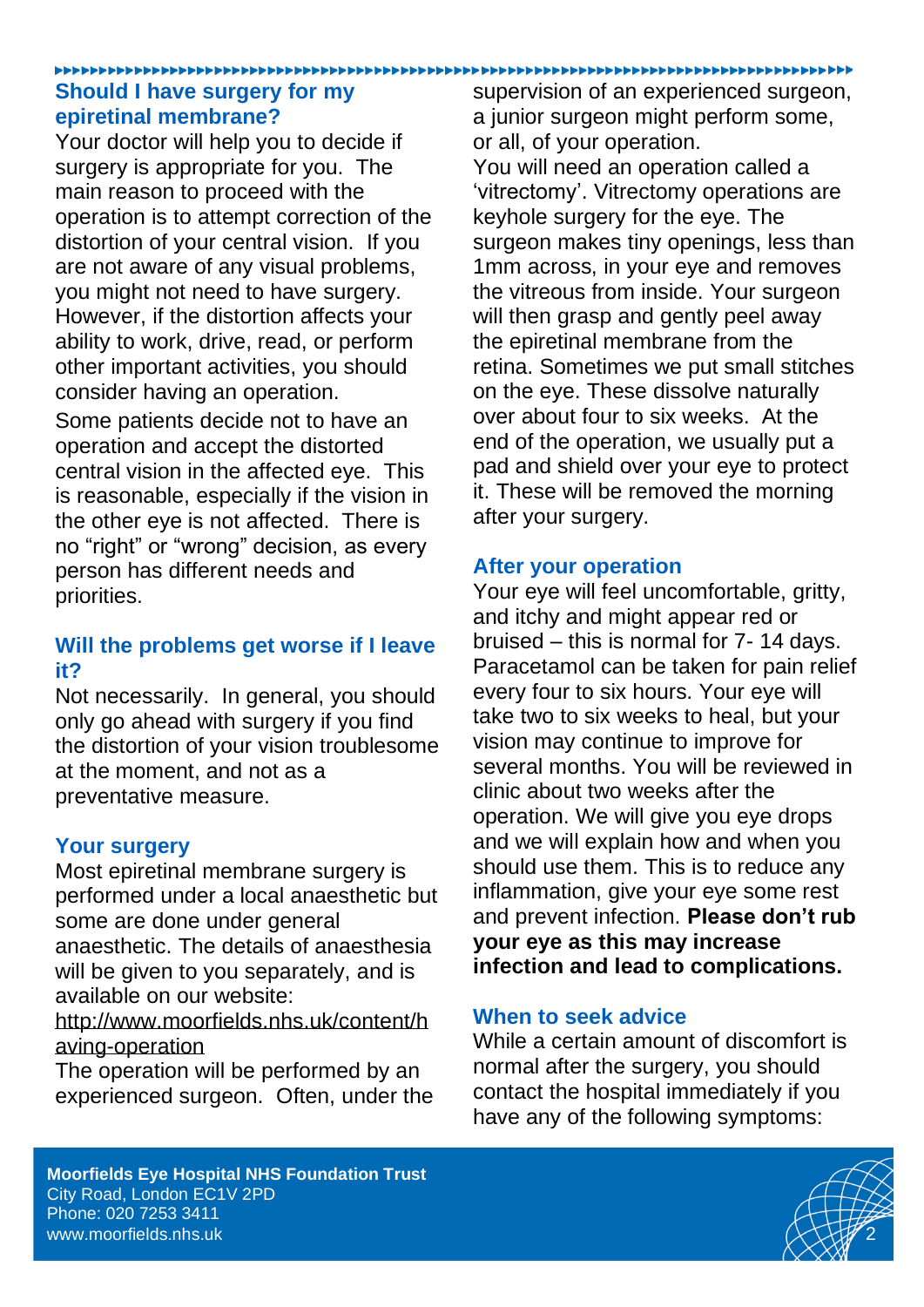## Should I have surgery for my epiretinal membrane?

Your doctor will help you to decide if surgery is appropriate for you. The main reason to proceed with the operation is to attempt correction of the distortion of your central vision. If you are not aware of any visual problems, you might not need to have surgery. However, if the distortion affects your ability to work, drive, read, or perform other important activities, you should consider having an operation.

Some patients decide not to have an operation and accept the distorted central vision in the affected eye. This is reasonable, especially if the vision in the other eye is not affected. There is no "right" or "wrong" decision, as every person has different needs and priorities.

## Will the problems get worse if I leave it?

Not necessarily. In general, you should only go ahead with surgery if you find the distortion of your vision troublesome at the moment, and not as a preventative measure.

## Your surgery

Most epiretinal membrane surgery is performed under a local anaesthetic but some are done under general anaesthetic. The details of anaesthesia will be given to you separately, and is available on our website: http://www.moorfields.nhs.uk/content/having-operation

The operation will be performed by an experienced surgeon. Often, under the supervision of an experienced surgeon, a junior surgeon might perform some, or all, of your operation.

You will need an operation called a 'vitrectomy'. Vitrectomy operations are keyhole surgery for the eye. The surgeon makes tiny openings, less than 1mm across, in your eye and removes the vitreous from inside. Your surgeon will then grasp and gently peel away the epiretinal membrane from the retina. Sometimes we put small stitches on the eye. These dissolve naturally over about four to six weeks. At the end of the operation, we usually put a pad and shield over your eye to protect it. These will be removed the morning after your surgery.

## After your operation

Your eye will feel uncomfortable, gritty, and itchy and might appear red or bruised – this is normal for 7- 14 days. Paracetamol can be taken for pain relief every four to six hours. Your eye will take two to six weeks to heal, but your vision may continue to improve for several months. You will be reviewed in clinic about two weeks after the operation. We will give you eye drops and we will explain how and when you should use them. This is to reduce any inflammation, give your eye some rest and prevent infection. **Please don't rub your eye as this may increase infection and lead to complications.**

## When to seek advice

While a certain amount of discomfort is normal after the surgery, you should contact the hospital immediately if you have any of the following symptoms: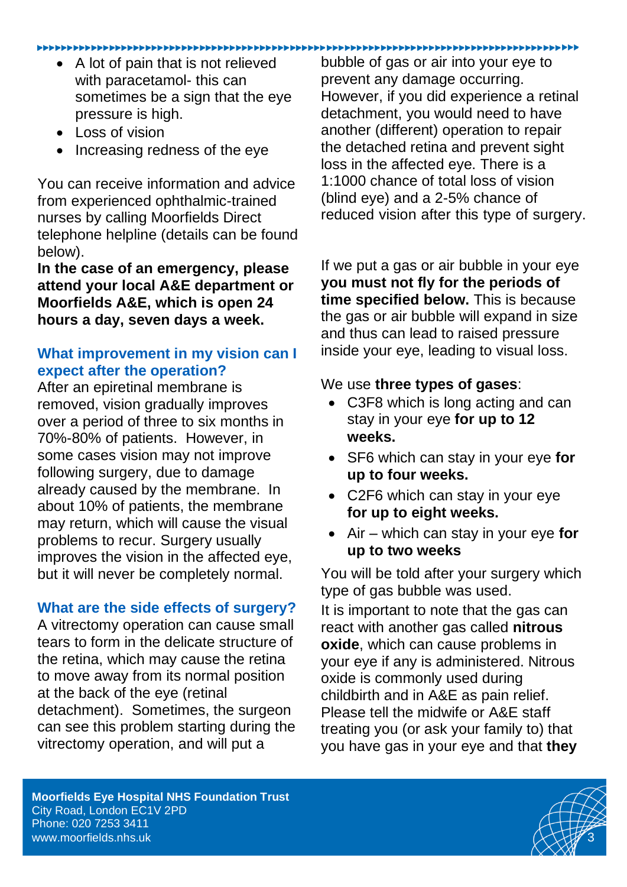- A lot of pain that is not relieved with paracetamol- this can sometimes be a sign that the eye pressure is high.
- Loss of vision
- Increasing redness of the eye

You can receive information and advice from experienced ophthalmic-trained nurses by calling Moorfields Direct telephone helpline (details can be found below).

**In the case of an emergency, please attend your local A&E department or Moorfields A&E, which is open 24 hours a day, seven days a week.**

## What improvement in my vision can I expect after the operation?

After an epiretinal membrane is removed, vision gradually improves over a period of three to six months in 70%-80% of patients. However, in some cases vision may not improve following surgery, due to damage already caused by the membrane. In about 10% of patients, the membrane may return, which will cause the visual problems to recur. Surgery usually improves the vision in the affected eye, but it will never be completely normal.

## What are the side effects of surgery?

A vitrectomy operation can cause small tears to form in the delicate structure of the retina, which may cause the retina to move away from its normal position at the back of the eye (retinal detachment). Sometimes, the surgeon can see this problem starting during the vitrectomy operation, and will put a bubble of gas or air into your eye to prevent any damage occurring. However, if you did experience a retinal detachment, you would need to have another (different) operation to repair the detached retina and prevent sight loss in the affected eye. There is a 1:1000 chance of total loss of vision (blind eye) and a 2-5% chance of reduced vision after this type of surgery.

If we put a gas or air bubble in your eye **you must not fly for the periods of time specified below.** This is because the gas or air bubble will expand in size and thus can lead to raised pressure inside your eye, leading to visual loss.

We use **three types of gases**:

- C3F8 which is long acting and can stay in your eye **for up to 12 weeks.**
- SF6 which can stay in your eye **for up to four weeks.**
- C2F6 which can stay in your eye **for up to eight weeks.**
- Air – which can stay in your eye **for up to two weeks**

You will be told after your surgery which type of gas bubble was used.

It is important to note that the gas can react with another gas called **nitrous oxide**, which can cause problems in your eye if any is administered. Nitrous oxide is commonly used during childbirth and in A&E as pain relief. Please tell the midwife or A&E staff treating you (or ask your family to) that you have gas in your eye and that **they**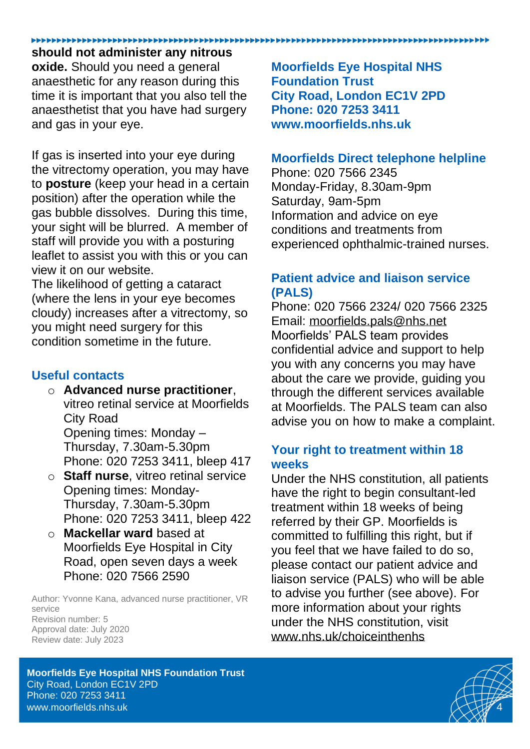**should not administer any nitrous oxide.** Should you need a general anaesthetic for any reason during this time it is important that you also tell the anaesthetist that you have had surgery and gas in your eye.

If gas is inserted into your eye during the vitrectomy operation, you may have to **posture** (keep your head in a certain position) after the operation while the gas bubble dissolves. During this time, your sight will be blurred. A member of staff will provide you with a posturing leaflet to assist you with this or you can view it on our website.

The likelihood of getting a cataract (where the lens in your eye becomes cloudy) increases after a vitrectomy, so you might need surgery for this condition sometime in the future.

## Useful contacts

- **Advanced nurse practitioner**, vitreo retinal service at Moorfields City Road
  Opening times: Monday – Thursday, 7.30am-5.30pm
  Phone: 020 7253 3411, bleep 417
- **Staff nurse**, vitreo retinal service
  Opening times: Monday-Thursday, 7.30am-5.30pm
  Phone: 020 7253 3411, bleep 422
- **Mackellar ward** based at Moorfields Eye Hospital in City Road, open seven days a week
  Phone: 020 7566 2590

Author: Yvonne Kana, advanced nurse practitioner, VR service
Revision number: 5
Approval date: July 2020
Review date: July 2023

**Moorfields Eye Hospital NHS Foundation Trust**
**City Road, London EC1V 2PD**
**Phone: 020 7253 3411**
**www.moorfields.nhs.uk**

## Moorfields Direct telephone helpline

Phone: 020 7566 2345
Monday-Friday, 8.30am-9pm
Saturday, 9am-5pm
Information and advice on eye conditions and treatments from experienced ophthalmic-trained nurses.

## Patient advice and liaison service (PALS)

Phone: 020 7566 2324/ 020 7566 2325
Email: moorfields.pals@nhs.net
Moorfields' PALS team provides confidential advice and support to help you with any concerns you may have about the care we provide, guiding you through the different services available at Moorfields. The PALS team can also advise you on how to make a complaint.

## Your right to treatment within 18 weeks

Under the NHS constitution, all patients have the right to begin consultant-led treatment within 18 weeks of being referred by their GP. Moorfields is committed to fulfilling this right, but if you feel that we have failed to do so, please contact our patient advice and liaison service (PALS) who will be able to advise you further (see above). For more information about your rights under the NHS constitution, visit www.nhs.uk/choiceinthenhs

**Moorfields Eye Hospital NHS Foundation Trust**
City Road, London EC1V 2PD
Phone: 020 7253 3411
www.moorfields.nhs.uk